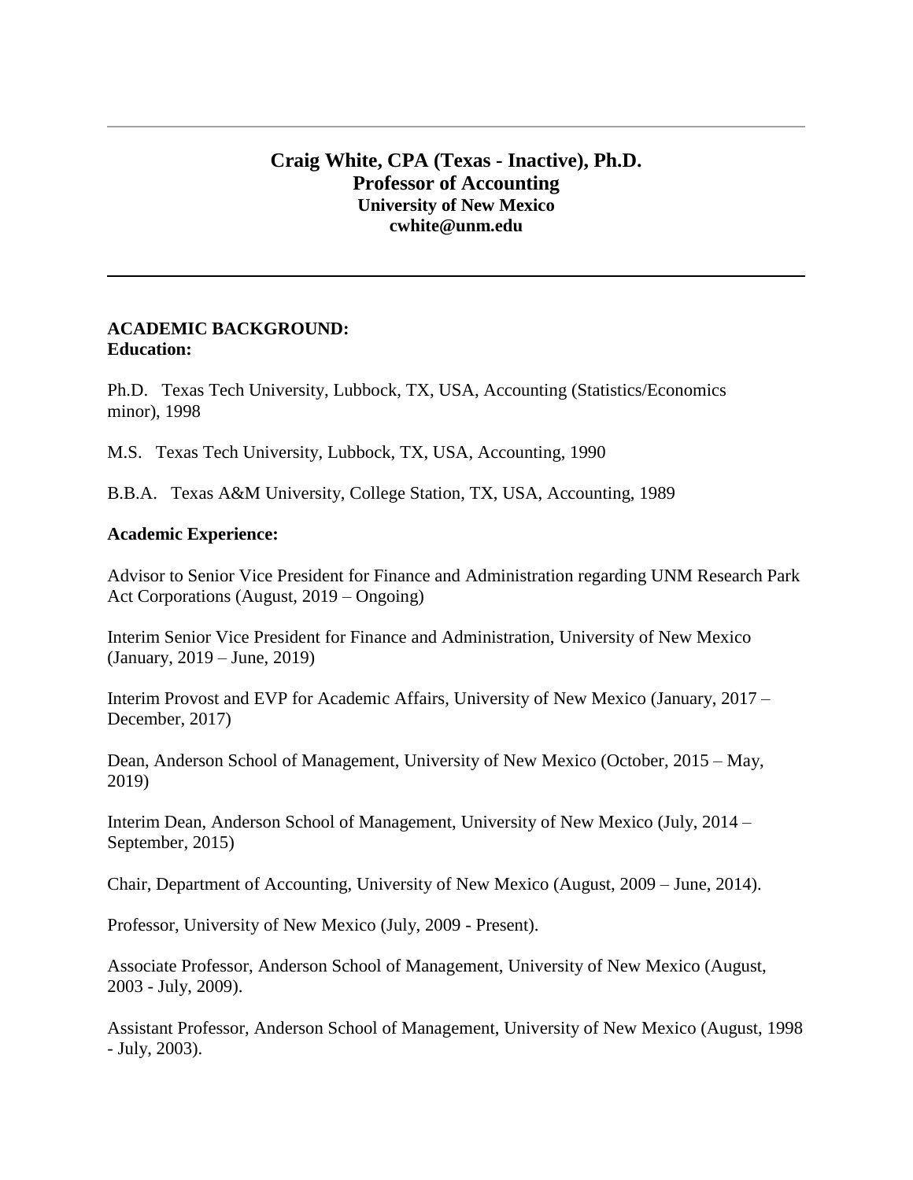# Craig White, CPA (Texas - Inactive), Ph.D.
## Professor of Accounting
### University of New Mexico
### cwhite@unm.edu

---

**ACADEMIC BACKGROUND:**
**Education:**

Ph.D. Texas Tech University, Lubbock, TX, USA, Accounting (Statistics/Economics minor), 1998

M.S. Texas Tech University, Lubbock, TX, USA, Accounting, 1990

B.B.A. Texas A&M University, College Station, TX, USA, Accounting, 1989

**Academic Experience:**

Advisor to Senior Vice President for Finance and Administration regarding UNM Research Park Act Corporations (August, 2019 – Ongoing)

Interim Senior Vice President for Finance and Administration, University of New Mexico (January, 2019 – June, 2019)

Interim Provost and EVP for Academic Affairs, University of New Mexico (January, 2017 – December, 2017)

Dean, Anderson School of Management, University of New Mexico (October, 2015 – May, 2019)

Interim Dean, Anderson School of Management, University of New Mexico (July, 2014 – September, 2015)

Chair, Department of Accounting, University of New Mexico (August, 2009 – June, 2014).

Professor, University of New Mexico (July, 2009 - Present).

Associate Professor, Anderson School of Management, University of New Mexico (August, 2003 - July, 2009).

Assistant Professor, Anderson School of Management, University of New Mexico (August, 1998 - July, 2003).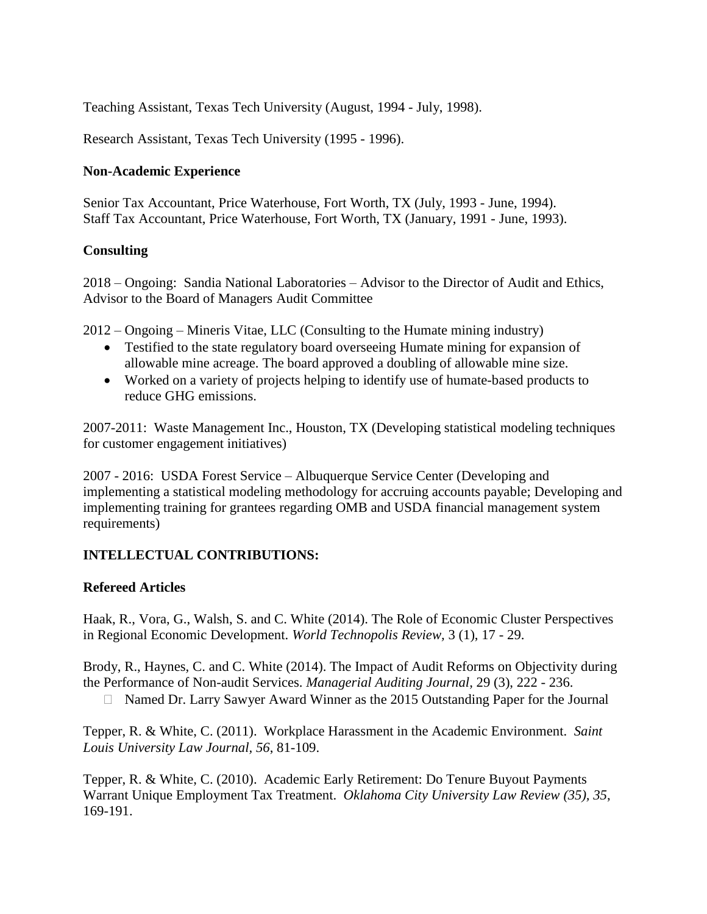Teaching Assistant, Texas Tech University (August, 1994 - July, 1998).

Research Assistant, Texas Tech University (1995 - 1996).

**Non-Academic Experience**

Senior Tax Accountant, Price Waterhouse, Fort Worth, TX (July, 1993 - June, 1994).
Staff Tax Accountant, Price Waterhouse, Fort Worth, TX (January, 1991 - June, 1993).

**Consulting**

2018 – Ongoing: Sandia National Laboratories – Advisor to the Director of Audit and Ethics, Advisor to the Board of Managers Audit Committee

2012 – Ongoing – Mineris Vitae, LLC (Consulting to the Humate mining industry)

- Testified to the state regulatory board overseeing Humate mining for expansion of allowable mine acreage. The board approved a doubling of allowable mine size.
- Worked on a variety of projects helping to identify use of humate-based products to reduce GHG emissions.

2007-2011: Waste Management Inc., Houston, TX (Developing statistical modeling techniques for customer engagement initiatives)

2007 - 2016: USDA Forest Service – Albuquerque Service Center (Developing and implementing a statistical modeling methodology for accruing accounts payable; Developing and implementing training for grantees regarding OMB and USDA financial management system requirements)

**INTELLECTUAL CONTRIBUTIONS:**

**Refereed Articles**

Haak, R., Vora, G., Walsh, S. and C. White (2014). The Role of Economic Cluster Perspectives in Regional Economic Development. *World Technopolis Review,* 3 (1), 17 - 29.

Brody, R., Haynes, C. and C. White (2014). The Impact of Audit Reforms on Objectivity during the Performance of Non-audit Services. *Managerial Auditing Journal*, 29 (3), 222 - 236.

- Named Dr. Larry Sawyer Award Winner as the 2015 Outstanding Paper for the Journal

Tepper, R. & White, C. (2011). Workplace Harassment in the Academic Environment. *Saint Louis University Law Journal, 56*, 81-109.

Tepper, R. & White, C. (2010). Academic Early Retirement: Do Tenure Buyout Payments Warrant Unique Employment Tax Treatment. *Oklahoma City University Law Review (35)*, *35*, 169-191.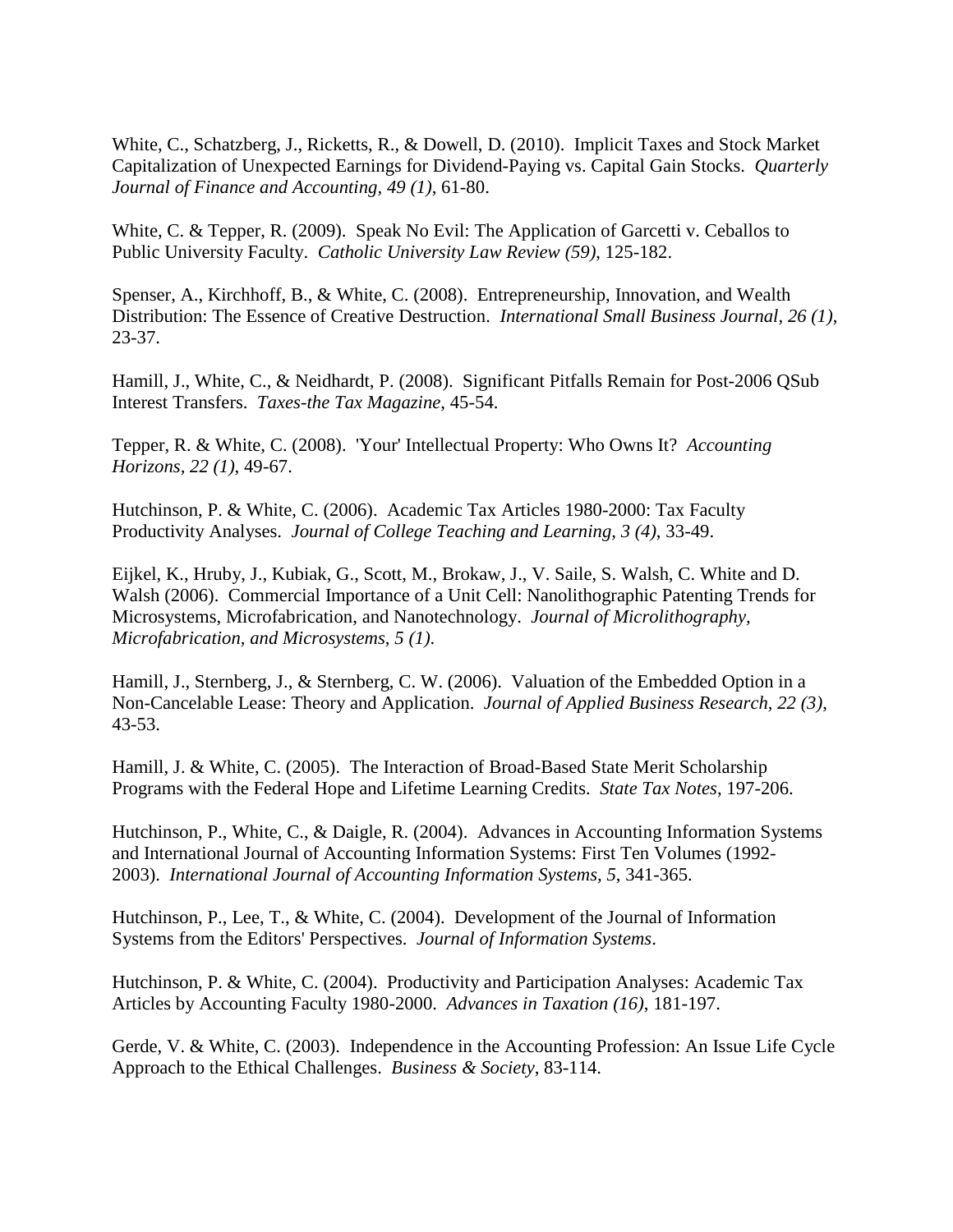White, C., Schatzberg, J., Ricketts, R., & Dowell, D. (2010). Implicit Taxes and Stock Market Capitalization of Unexpected Earnings for Dividend-Paying vs. Capital Gain Stocks. *Quarterly Journal of Finance and Accounting, 49 (1)*, 61-80.

White, C. & Tepper, R. (2009). Speak No Evil: The Application of Garcetti v. Ceballos to Public University Faculty. *Catholic University Law Review (59)*, 125-182.

Spenser, A., Kirchhoff, B., & White, C. (2008). Entrepreneurship, Innovation, and Wealth Distribution: The Essence of Creative Destruction. *International Small Business Journal, 26 (1)*, 23-37.

Hamill, J., White, C., & Neidhardt, P. (2008). Significant Pitfalls Remain for Post-2006 QSub Interest Transfers. *Taxes-the Tax Magazine*, 45-54.

Tepper, R. & White, C. (2008). 'Your' Intellectual Property: Who Owns It? *Accounting Horizons, 22 (1)*, 49-67.

Hutchinson, P. & White, C. (2006). Academic Tax Articles 1980-2000: Tax Faculty Productivity Analyses. *Journal of College Teaching and Learning, 3 (4)*, 33-49.

Eijkel, K., Hruby, J., Kubiak, G., Scott, M., Brokaw, J., V. Saile, S. Walsh, C. White and D. Walsh (2006). Commercial Importance of a Unit Cell: Nanolithographic Patenting Trends for Microsystems, Microfabrication, and Nanotechnology. *Journal of Microlithography, Microfabrication, and Microsystems, 5 (1)*.

Hamill, J., Sternberg, J., & Sternberg, C. W. (2006). Valuation of the Embedded Option in a Non-Cancelable Lease: Theory and Application. *Journal of Applied Business Research, 22 (3)*, 43-53.

Hamill, J. & White, C. (2005). The Interaction of Broad-Based State Merit Scholarship Programs with the Federal Hope and Lifetime Learning Credits. *State Tax Notes*, 197-206.

Hutchinson, P., White, C., & Daigle, R. (2004). Advances in Accounting Information Systems and International Journal of Accounting Information Systems: First Ten Volumes (1992-2003). *International Journal of Accounting Information Systems, 5*, 341-365.

Hutchinson, P., Lee, T., & White, C. (2004). Development of the Journal of Information Systems from the Editors' Perspectives. *Journal of Information Systems*.

Hutchinson, P. & White, C. (2004). Productivity and Participation Analyses: Academic Tax Articles by Accounting Faculty 1980-2000. *Advances in Taxation (16)*, 181-197.

Gerde, V. & White, C. (2003). Independence in the Accounting Profession: An Issue Life Cycle Approach to the Ethical Challenges. *Business & Society*, 83-114.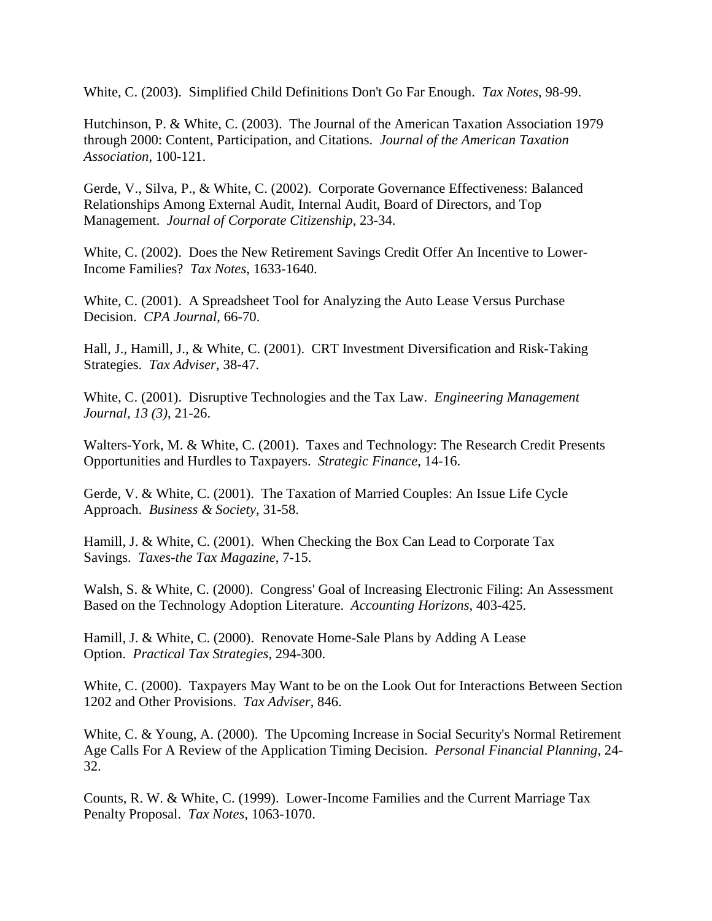White, C. (2003). Simplified Child Definitions Don't Go Far Enough. *Tax Notes*, 98-99.

Hutchinson, P. & White, C. (2003). The Journal of the American Taxation Association 1979 through 2000: Content, Participation, and Citations. *Journal of the American Taxation Association*, 100-121.

Gerde, V., Silva, P., & White, C. (2002). Corporate Governance Effectiveness: Balanced Relationships Among External Audit, Internal Audit, Board of Directors, and Top Management. *Journal of Corporate Citizenship*, 23-34.

White, C. (2002). Does the New Retirement Savings Credit Offer An Incentive to Lower-Income Families? *Tax Notes*, 1633-1640.

White, C. (2001). A Spreadsheet Tool for Analyzing the Auto Lease Versus Purchase Decision. *CPA Journal*, 66-70.

Hall, J., Hamill, J., & White, C. (2001). CRT Investment Diversification and Risk-Taking Strategies. *Tax Adviser*, 38-47.

White, C. (2001). Disruptive Technologies and the Tax Law. *Engineering Management Journal*, *13 (3)*, 21-26.

Walters-York, M. & White, C. (2001). Taxes and Technology: The Research Credit Presents Opportunities and Hurdles to Taxpayers. *Strategic Finance*, 14-16.

Gerde, V. & White, C. (2001). The Taxation of Married Couples: An Issue Life Cycle Approach. *Business & Society*, 31-58.

Hamill, J. & White, C. (2001). When Checking the Box Can Lead to Corporate Tax Savings. *Taxes-the Tax Magazine*, 7-15.

Walsh, S. & White, C. (2000). Congress' Goal of Increasing Electronic Filing: An Assessment Based on the Technology Adoption Literature. *Accounting Horizons*, 403-425.

Hamill, J. & White, C. (2000). Renovate Home-Sale Plans by Adding A Lease Option. *Practical Tax Strategies*, 294-300.

White, C. (2000). Taxpayers May Want to be on the Look Out for Interactions Between Section 1202 and Other Provisions. *Tax Adviser*, 846.

White, C. & Young, A. (2000). The Upcoming Increase in Social Security's Normal Retirement Age Calls For A Review of the Application Timing Decision. *Personal Financial Planning*, 24-32.

Counts, R. W. & White, C. (1999). Lower-Income Families and the Current Marriage Tax Penalty Proposal. *Tax Notes*, 1063-1070.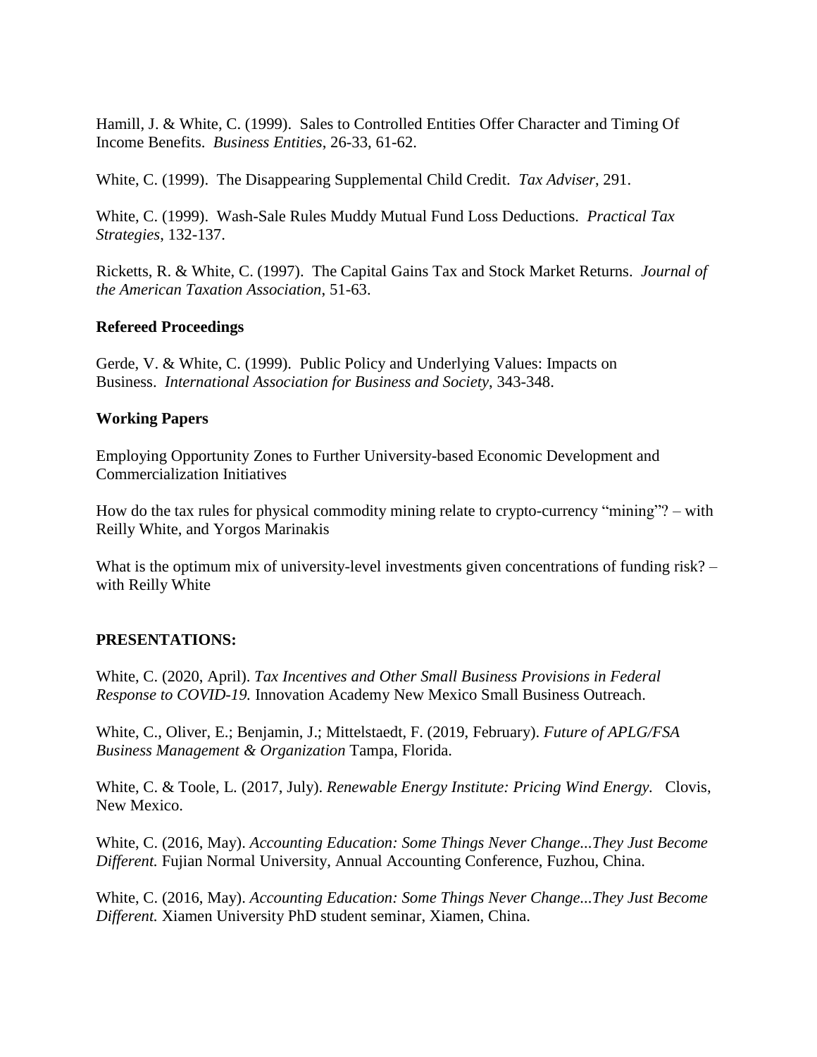Hamill, J. & White, C. (1999). Sales to Controlled Entities Offer Character and Timing Of Income Benefits. *Business Entities*, 26-33, 61-62.

White, C. (1999). The Disappearing Supplemental Child Credit. *Tax Adviser*, 291.

White, C. (1999). Wash-Sale Rules Muddy Mutual Fund Loss Deductions. *Practical Tax Strategies*, 132-137.

Ricketts, R. & White, C. (1997). The Capital Gains Tax and Stock Market Returns. *Journal of the American Taxation Association*, 51-63.

**Refereed Proceedings**

Gerde, V. & White, C. (1999). Public Policy and Underlying Values: Impacts on Business. *International Association for Business and Society*, 343-348.

**Working Papers**

Employing Opportunity Zones to Further University-based Economic Development and Commercialization Initiatives

How do the tax rules for physical commodity mining relate to crypto-currency "mining"? – with Reilly White, and Yorgos Marinakis

What is the optimum mix of university-level investments given concentrations of funding risk? – with Reilly White

**PRESENTATIONS:**

White, C. (2020, April). *Tax Incentives and Other Small Business Provisions in Federal Response to COVID-19.* Innovation Academy New Mexico Small Business Outreach.

White, C., Oliver, E.; Benjamin, J.; Mittelstaedt, F. (2019, February). *Future of APLG/FSA Business Management & Organization* Tampa, Florida.

White, C. & Toole, L. (2017, July). *Renewable Energy Institute: Pricing Wind Energy.* Clovis, New Mexico.

White, C. (2016, May). *Accounting Education: Some Things Never Change...They Just Become Different.* Fujian Normal University, Annual Accounting Conference, Fuzhou, China.

White, C. (2016, May). *Accounting Education: Some Things Never Change...They Just Become Different.* Xiamen University PhD student seminar, Xiamen, China.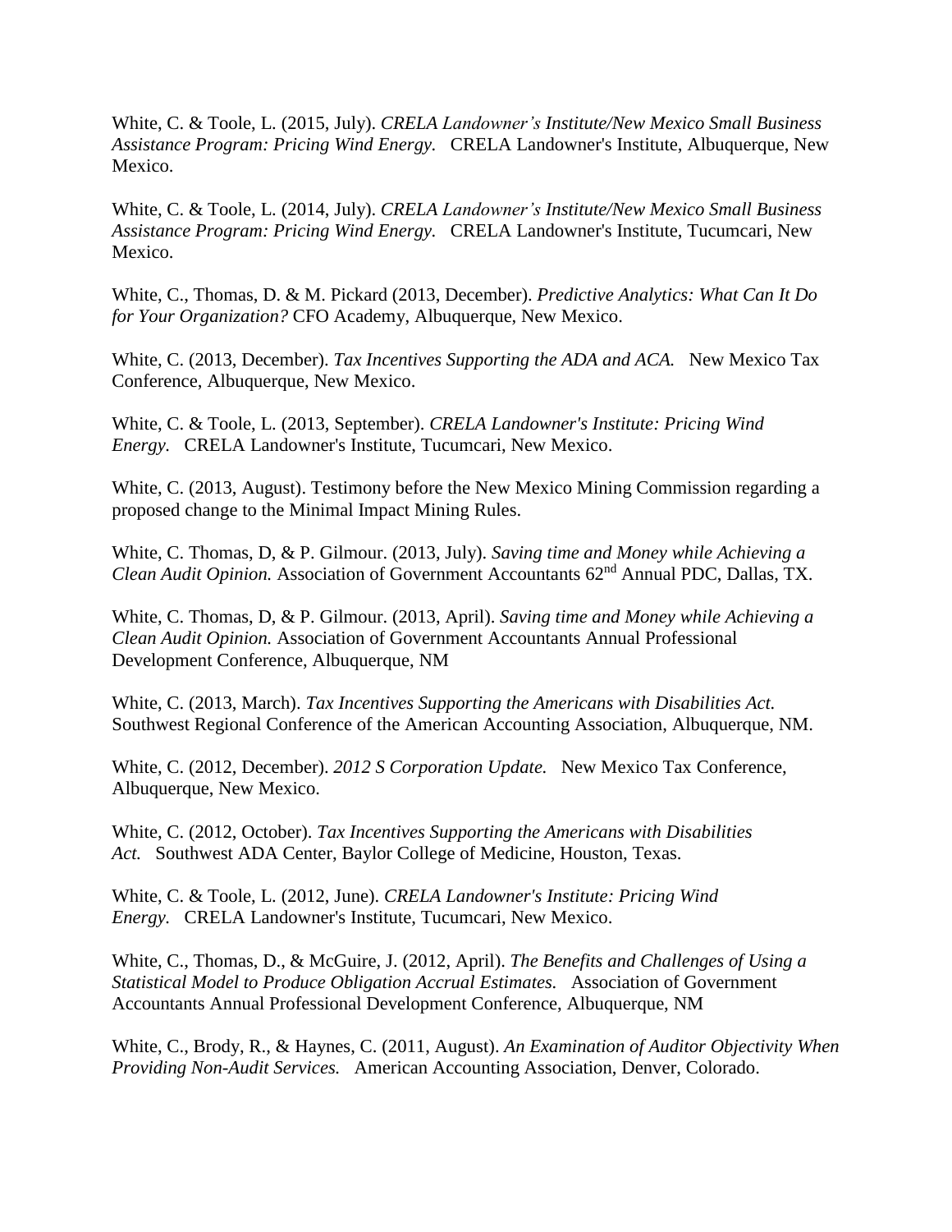White, C. & Toole, L. (2015, July). *CRELA Landowner's Institute/New Mexico Small Business Assistance Program: Pricing Wind Energy.* CRELA Landowner's Institute, Albuquerque, New Mexico.

White, C. & Toole, L. (2014, July). *CRELA Landowner's Institute/New Mexico Small Business Assistance Program: Pricing Wind Energy.* CRELA Landowner's Institute, Tucumcari, New Mexico.

White, C., Thomas, D. & M. Pickard (2013, December). *Predictive Analytics: What Can It Do for Your Organization?* CFO Academy, Albuquerque, New Mexico.

White, C. (2013, December). *Tax Incentives Supporting the ADA and ACA.* New Mexico Tax Conference, Albuquerque, New Mexico.

White, C. & Toole, L. (2013, September). *CRELA Landowner's Institute: Pricing Wind Energy.* CRELA Landowner's Institute, Tucumcari, New Mexico.

White, C. (2013, August). Testimony before the New Mexico Mining Commission regarding a proposed change to the Minimal Impact Mining Rules.

White, C. Thomas, D, & P. Gilmour. (2013, July). *Saving time and Money while Achieving a Clean Audit Opinion.* Association of Government Accountants 62nd Annual PDC, Dallas, TX.

White, C. Thomas, D, & P. Gilmour. (2013, April). *Saving time and Money while Achieving a Clean Audit Opinion.* Association of Government Accountants Annual Professional Development Conference, Albuquerque, NM

White, C. (2013, March). *Tax Incentives Supporting the Americans with Disabilities Act.* Southwest Regional Conference of the American Accounting Association, Albuquerque, NM.

White, C. (2012, December). *2012 S Corporation Update.* New Mexico Tax Conference, Albuquerque, New Mexico.

White, C. (2012, October). *Tax Incentives Supporting the Americans with Disabilities Act.* Southwest ADA Center, Baylor College of Medicine, Houston, Texas.

White, C. & Toole, L. (2012, June). *CRELA Landowner's Institute: Pricing Wind Energy.* CRELA Landowner's Institute, Tucumcari, New Mexico.

White, C., Thomas, D., & McGuire, J. (2012, April). *The Benefits and Challenges of Using a Statistical Model to Produce Obligation Accrual Estimates.* Association of Government Accountants Annual Professional Development Conference, Albuquerque, NM

White, C., Brody, R., & Haynes, C. (2011, August). *An Examination of Auditor Objectivity When Providing Non-Audit Services.* American Accounting Association, Denver, Colorado.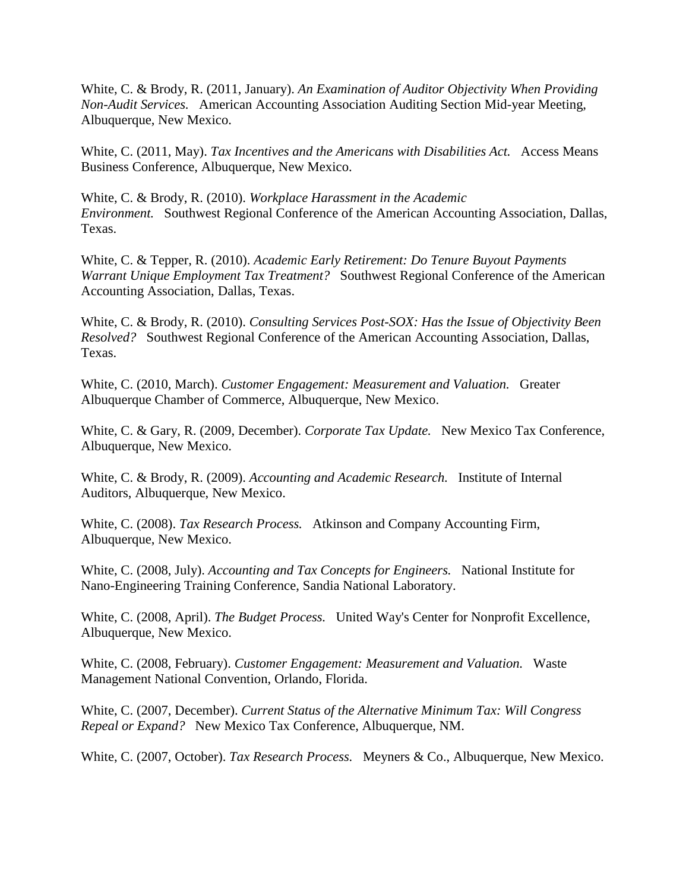White, C. & Brody, R. (2011, January). *An Examination of Auditor Objectivity When Providing Non-Audit Services.* American Accounting Association Auditing Section Mid-year Meeting, Albuquerque, New Mexico.

White, C. (2011, May). *Tax Incentives and the Americans with Disabilities Act.* Access Means Business Conference, Albuquerque, New Mexico.

White, C. & Brody, R. (2010). *Workplace Harassment in the Academic Environment.* Southwest Regional Conference of the American Accounting Association, Dallas, Texas.

White, C. & Tepper, R. (2010). *Academic Early Retirement: Do Tenure Buyout Payments Warrant Unique Employment Tax Treatment?* Southwest Regional Conference of the American Accounting Association, Dallas, Texas.

White, C. & Brody, R. (2010). *Consulting Services Post-SOX: Has the Issue of Objectivity Been Resolved?* Southwest Regional Conference of the American Accounting Association, Dallas, Texas.

White, C. (2010, March). *Customer Engagement: Measurement and Valuation.* Greater Albuquerque Chamber of Commerce, Albuquerque, New Mexico.

White, C. & Gary, R. (2009, December). *Corporate Tax Update.* New Mexico Tax Conference, Albuquerque, New Mexico.

White, C. & Brody, R. (2009). *Accounting and Academic Research.* Institute of Internal Auditors, Albuquerque, New Mexico.

White, C. (2008). *Tax Research Process.* Atkinson and Company Accounting Firm, Albuquerque, New Mexico.

White, C. (2008, July). *Accounting and Tax Concepts for Engineers.* National Institute for Nano-Engineering Training Conference, Sandia National Laboratory.

White, C. (2008, April). *The Budget Process.* United Way's Center for Nonprofit Excellence, Albuquerque, New Mexico.

White, C. (2008, February). *Customer Engagement: Measurement and Valuation.* Waste Management National Convention, Orlando, Florida.

White, C. (2007, December). *Current Status of the Alternative Minimum Tax: Will Congress Repeal or Expand?* New Mexico Tax Conference, Albuquerque, NM.

White, C. (2007, October). *Tax Research Process.* Meyners & Co., Albuquerque, New Mexico.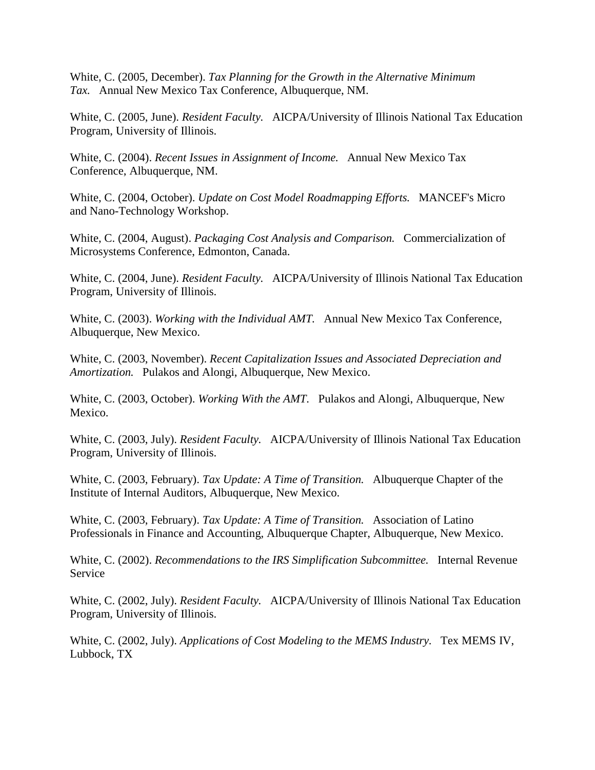White, C. (2005, December). *Tax Planning for the Growth in the Alternative Minimum Tax.* Annual New Mexico Tax Conference, Albuquerque, NM.

White, C. (2005, June). *Resident Faculty.* AICPA/University of Illinois National Tax Education Program, University of Illinois.

White, C. (2004). *Recent Issues in Assignment of Income.* Annual New Mexico Tax Conference, Albuquerque, NM.

White, C. (2004, October). *Update on Cost Model Roadmapping Efforts.* MANCEF's Micro and Nano-Technology Workshop.

White, C. (2004, August). *Packaging Cost Analysis and Comparison.* Commercialization of Microsystems Conference, Edmonton, Canada.

White, C. (2004, June). *Resident Faculty.* AICPA/University of Illinois National Tax Education Program, University of Illinois.

White, C. (2003). *Working with the Individual AMT.* Annual New Mexico Tax Conference, Albuquerque, New Mexico.

White, C. (2003, November). *Recent Capitalization Issues and Associated Depreciation and Amortization.* Pulakos and Alongi, Albuquerque, New Mexico.

White, C. (2003, October). *Working With the AMT.* Pulakos and Alongi, Albuquerque, New Mexico.

White, C. (2003, July). *Resident Faculty.* AICPA/University of Illinois National Tax Education Program, University of Illinois.

White, C. (2003, February). *Tax Update: A Time of Transition.* Albuquerque Chapter of the Institute of Internal Auditors, Albuquerque, New Mexico.

White, C. (2003, February). *Tax Update: A Time of Transition.* Association of Latino Professionals in Finance and Accounting, Albuquerque Chapter, Albuquerque, New Mexico.

White, C. (2002). *Recommendations to the IRS Simplification Subcommittee.* Internal Revenue Service

White, C. (2002, July). *Resident Faculty.* AICPA/University of Illinois National Tax Education Program, University of Illinois.

White, C. (2002, July). *Applications of Cost Modeling to the MEMS Industry.* Tex MEMS IV, Lubbock, TX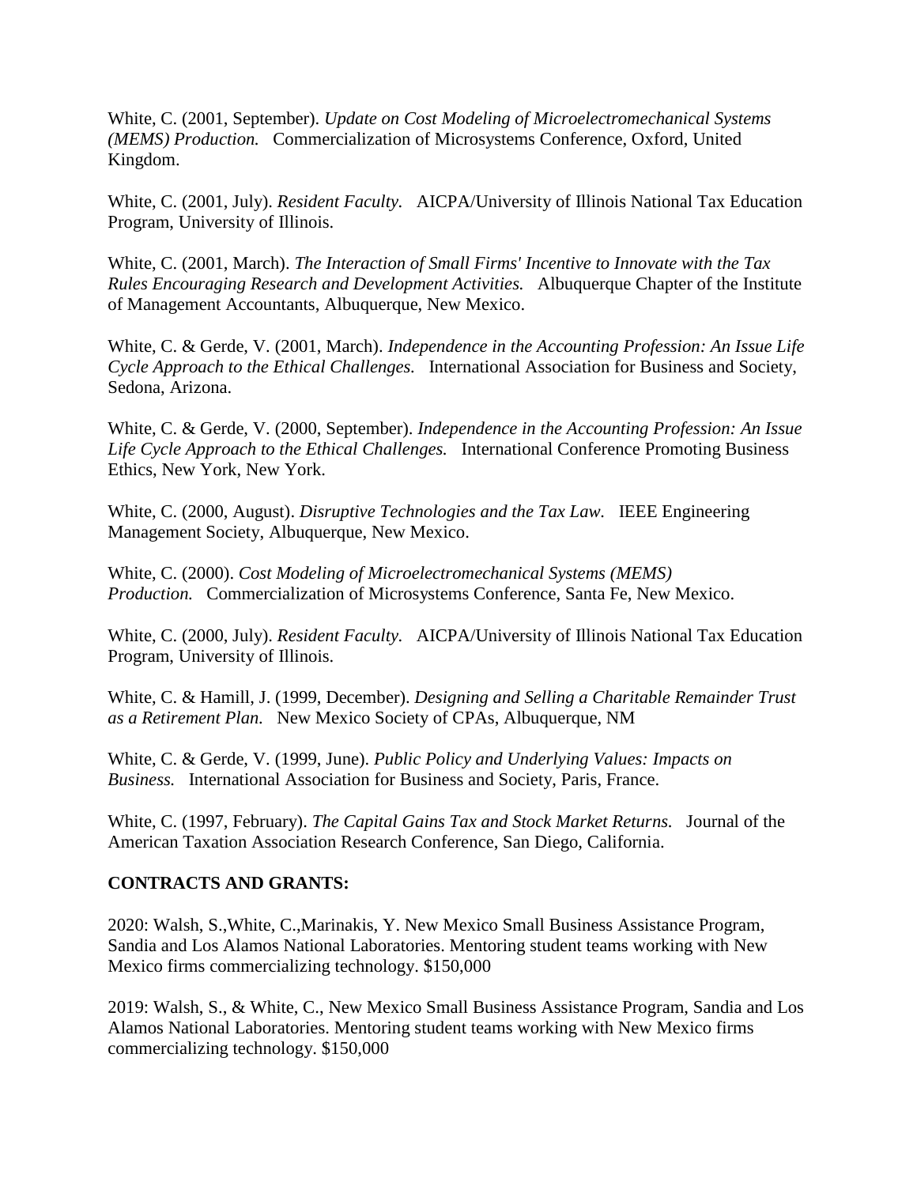White, C. (2001, September). *Update on Cost Modeling of Microelectromechanical Systems (MEMS) Production.* Commercialization of Microsystems Conference, Oxford, United Kingdom.

White, C. (2001, July). *Resident Faculty.* AICPA/University of Illinois National Tax Education Program, University of Illinois.

White, C. (2001, March). *The Interaction of Small Firms' Incentive to Innovate with the Tax Rules Encouraging Research and Development Activities.* Albuquerque Chapter of the Institute of Management Accountants, Albuquerque, New Mexico.

White, C. & Gerde, V. (2001, March). *Independence in the Accounting Profession: An Issue Life Cycle Approach to the Ethical Challenges.* International Association for Business and Society, Sedona, Arizona.

White, C. & Gerde, V. (2000, September). *Independence in the Accounting Profession: An Issue Life Cycle Approach to the Ethical Challenges.* International Conference Promoting Business Ethics, New York, New York.

White, C. (2000, August). *Disruptive Technologies and the Tax Law.* IEEE Engineering Management Society, Albuquerque, New Mexico.

White, C. (2000). *Cost Modeling of Microelectromechanical Systems (MEMS) Production.* Commercialization of Microsystems Conference, Santa Fe, New Mexico.

White, C. (2000, July). *Resident Faculty.* AICPA/University of Illinois National Tax Education Program, University of Illinois.

White, C. & Hamill, J. (1999, December). *Designing and Selling a Charitable Remainder Trust as a Retirement Plan.* New Mexico Society of CPAs, Albuquerque, NM

White, C. & Gerde, V. (1999, June). *Public Policy and Underlying Values: Impacts on Business.* International Association for Business and Society, Paris, France.

White, C. (1997, February). *The Capital Gains Tax and Stock Market Returns.* Journal of the American Taxation Association Research Conference, San Diego, California.

**CONTRACTS AND GRANTS:**

2020: Walsh, S.,White, C.,Marinakis, Y. New Mexico Small Business Assistance Program, Sandia and Los Alamos National Laboratories. Mentoring student teams working with New Mexico firms commercializing technology. $150,000

2019: Walsh, S., & White, C., New Mexico Small Business Assistance Program, Sandia and Los Alamos National Laboratories. Mentoring student teams working with New Mexico firms commercializing technology. $150,000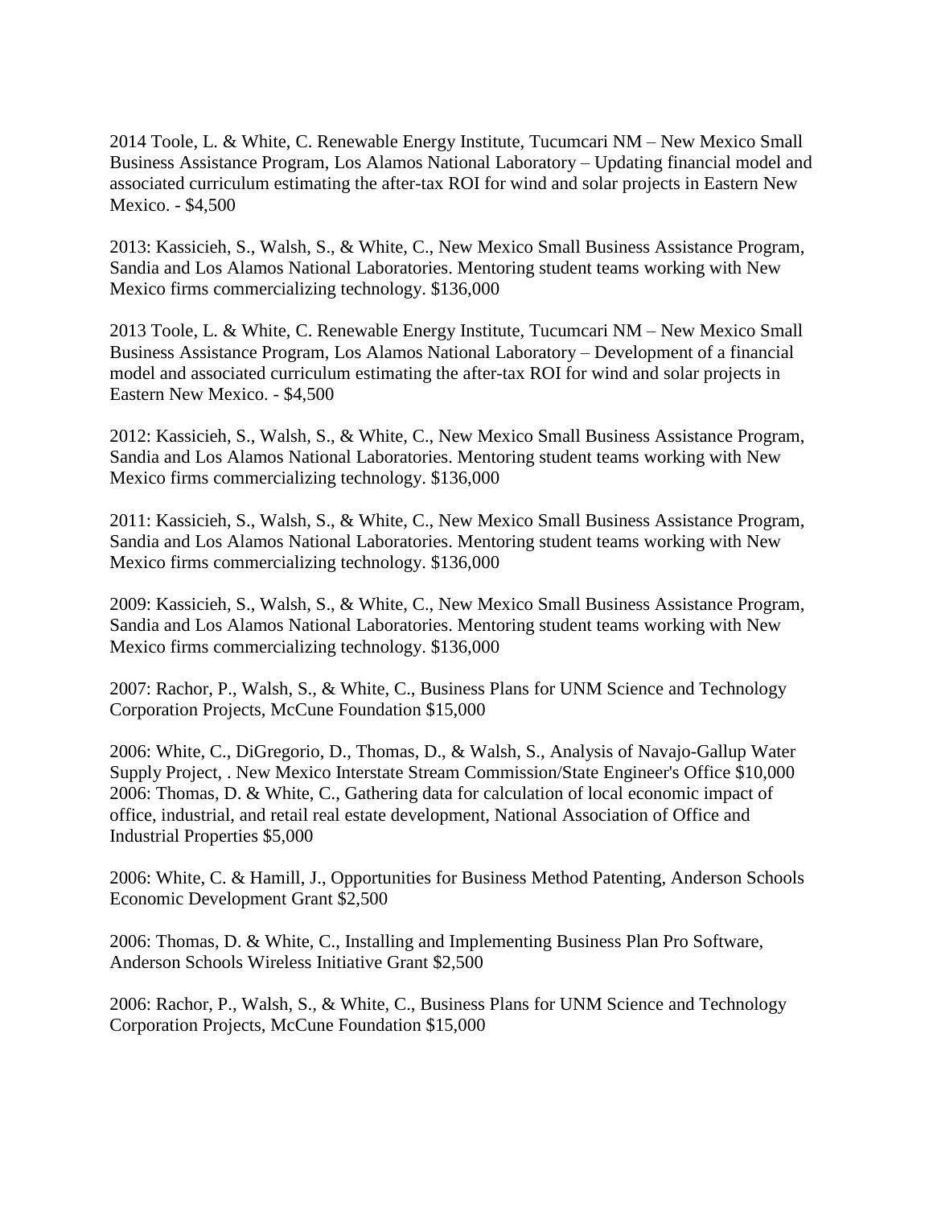2014 Toole, L. & White, C. Renewable Energy Institute, Tucumcari NM – New Mexico Small Business Assistance Program, Los Alamos National Laboratory – Updating financial model and associated curriculum estimating the after-tax ROI for wind and solar projects in Eastern New Mexico. - $4,500

2013: Kassicieh, S., Walsh, S., & White, C., New Mexico Small Business Assistance Program, Sandia and Los Alamos National Laboratories. Mentoring student teams working with New Mexico firms commercializing technology. $136,000

2013 Toole, L. & White, C. Renewable Energy Institute, Tucumcari NM – New Mexico Small Business Assistance Program, Los Alamos National Laboratory – Development of a financial model and associated curriculum estimating the after-tax ROI for wind and solar projects in Eastern New Mexico. - $4,500

2012: Kassicieh, S., Walsh, S., & White, C., New Mexico Small Business Assistance Program, Sandia and Los Alamos National Laboratories. Mentoring student teams working with New Mexico firms commercializing technology. $136,000

2011: Kassicieh, S., Walsh, S., & White, C., New Mexico Small Business Assistance Program, Sandia and Los Alamos National Laboratories. Mentoring student teams working with New Mexico firms commercializing technology. $136,000

2009: Kassicieh, S., Walsh, S., & White, C., New Mexico Small Business Assistance Program, Sandia and Los Alamos National Laboratories. Mentoring student teams working with New Mexico firms commercializing technology. $136,000

2007: Rachor, P., Walsh, S., & White, C., Business Plans for UNM Science and Technology Corporation Projects, McCune Foundation $15,000

2006: White, C., DiGregorio, D., Thomas, D., & Walsh, S., Analysis of Navajo-Gallup Water Supply Project, . New Mexico Interstate Stream Commission/State Engineer's Office $10,000
2006: Thomas, D. & White, C., Gathering data for calculation of local economic impact of office, industrial, and retail real estate development, National Association of Office and Industrial Properties $5,000

2006: White, C. & Hamill, J., Opportunities for Business Method Patenting, Anderson Schools Economic Development Grant $2,500

2006: Thomas, D. & White, C., Installing and Implementing Business Plan Pro Software, Anderson Schools Wireless Initiative Grant $2,500

2006: Rachor, P., Walsh, S., & White, C., Business Plans for UNM Science and Technology Corporation Projects, McCune Foundation $15,000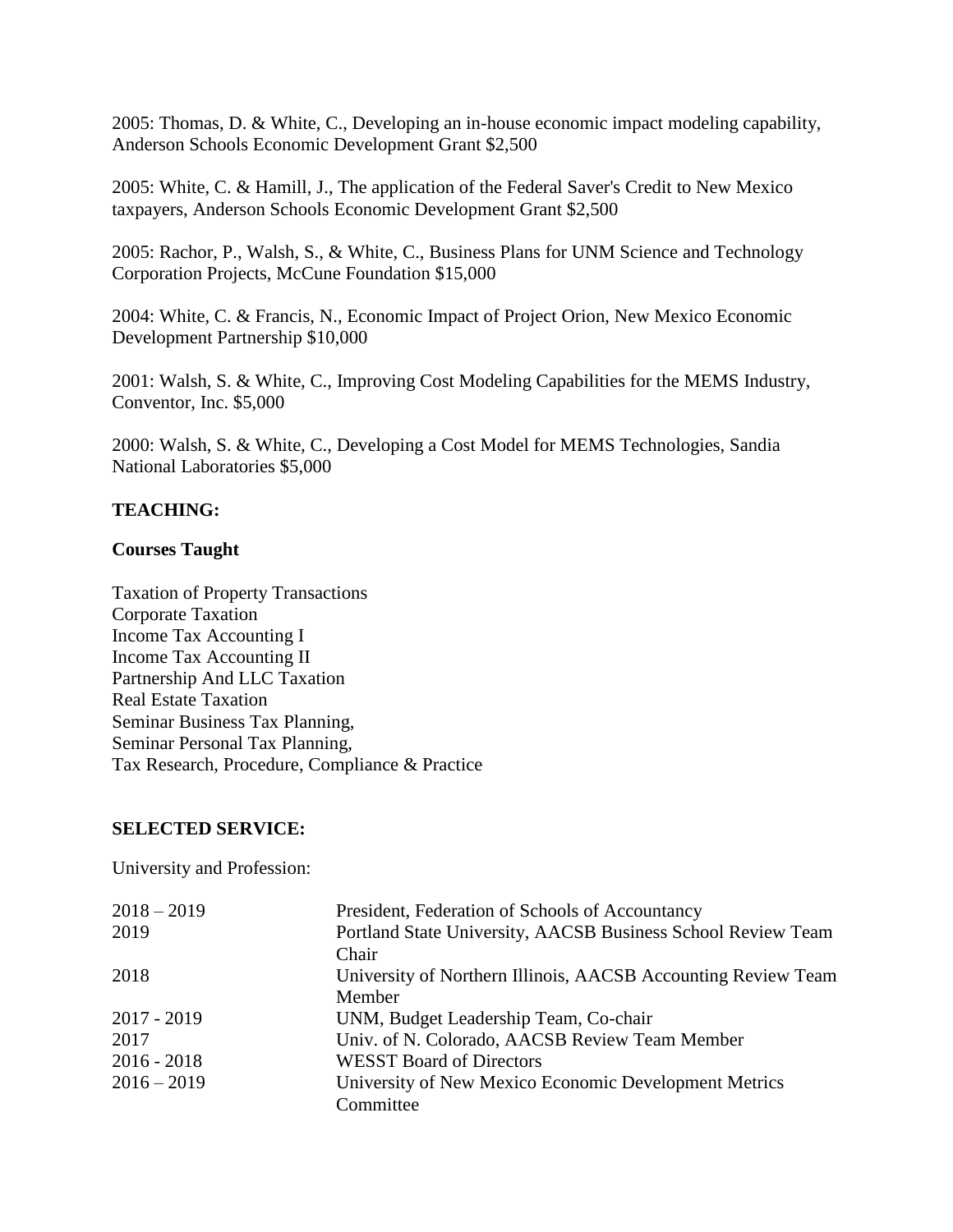2005: Thomas, D. & White, C., Developing an in-house economic impact modeling capability, Anderson Schools Economic Development Grant $2,500

2005: White, C. & Hamill, J., The application of the Federal Saver's Credit to New Mexico taxpayers, Anderson Schools Economic Development Grant $2,500

2005: Rachor, P., Walsh, S., & White, C., Business Plans for UNM Science and Technology Corporation Projects, McCune Foundation $15,000

2004: White, C. & Francis, N., Economic Impact of Project Orion, New Mexico Economic Development Partnership $10,000

2001: Walsh, S. & White, C., Improving Cost Modeling Capabilities for the MEMS Industry, Conventor, Inc. $5,000

2000: Walsh, S. & White, C., Developing a Cost Model for MEMS Technologies, Sandia National Laboratories $5,000

**TEACHING:**

**Courses Taught**

Taxation of Property Transactions
Corporate Taxation
Income Tax Accounting I
Income Tax Accounting II
Partnership And LLC Taxation
Real Estate Taxation
Seminar Business Tax Planning,
Seminar Personal Tax Planning,
Tax Research, Procedure, Compliance & Practice

**SELECTED SERVICE:**

University and Profession:

| | |
|---|---|
| 2018 – 2019 | President, Federation of Schools of Accountancy |
| 2019 | Portland State University, AACSB Business School Review Team Chair |
| 2018 | University of Northern Illinois, AACSB Accounting Review Team Member |
| 2017 - 2019 | UNM, Budget Leadership Team, Co-chair |
| 2017 | Univ. of N. Colorado, AACSB Review Team Member |
| 2016 - 2018 | WESST Board of Directors |
| 2016 – 2019 | University of New Mexico Economic Development Metrics Committee |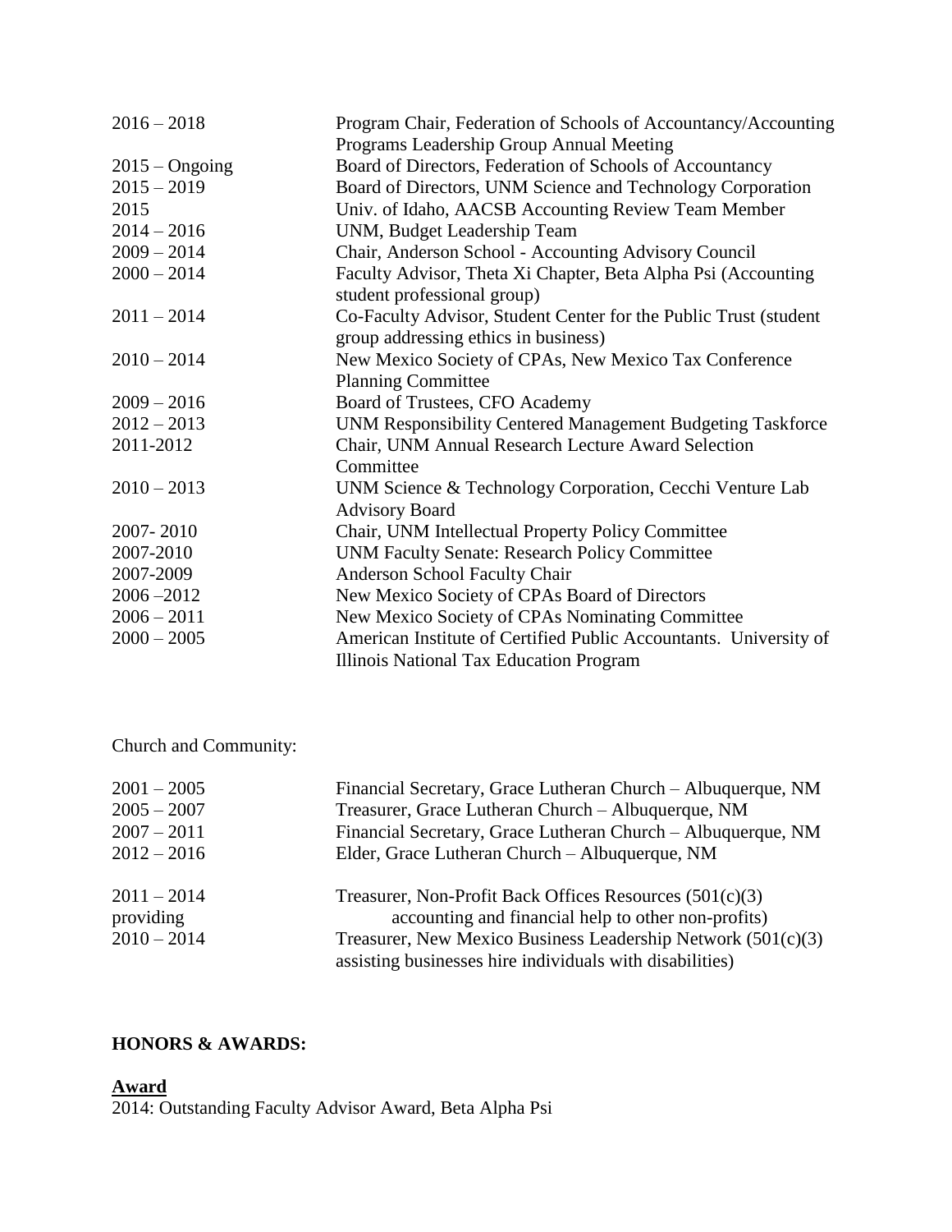| | |
|---|---|
| 2016 – 2018 | Program Chair, Federation of Schools of Accountancy/Accounting Programs Leadership Group Annual Meeting |
| 2015 – Ongoing | Board of Directors, Federation of Schools of Accountancy |
| 2015 – 2019 | Board of Directors, UNM Science and Technology Corporation |
| 2015 | Univ. of Idaho, AACSB Accounting Review Team Member |
| 2014 – 2016 | UNM, Budget Leadership Team |
| 2009 – 2014 | Chair, Anderson School - Accounting Advisory Council |
| 2000 – 2014 | Faculty Advisor, Theta Xi Chapter, Beta Alpha Psi (Accounting student professional group) |
| 2011 – 2014 | Co-Faculty Advisor, Student Center for the Public Trust (student group addressing ethics in business) |
| 2010 – 2014 | New Mexico Society of CPAs, New Mexico Tax Conference Planning Committee |
| 2009 – 2016 | Board of Trustees, CFO Academy |
| 2012 – 2013 | UNM Responsibility Centered Management Budgeting Taskforce |
| 2011-2012 | Chair, UNM Annual Research Lecture Award Selection Committee |
| 2010 – 2013 | UNM Science & Technology Corporation, Cecchi Venture Lab Advisory Board |
| 2007- 2010 | Chair, UNM Intellectual Property Policy Committee |
| 2007-2010 | UNM Faculty Senate: Research Policy Committee |
| 2007-2009 | Anderson School Faculty Chair |
| 2006 –2012 | New Mexico Society of CPAs Board of Directors |
| 2006 – 2011 | New Mexico Society of CPAs Nominating Committee |
| 2000 – 2005 | American Institute of Certified Public Accountants. University of Illinois National Tax Education Program |

Church and Community:

| | |
|---|---|
| 2001 – 2005 | Financial Secretary, Grace Lutheran Church – Albuquerque, NM |
| 2005 – 2007 | Treasurer, Grace Lutheran Church – Albuquerque, NM |
| 2007 – 2011 | Financial Secretary, Grace Lutheran Church – Albuquerque, NM |
| 2012 – 2016 | Elder, Grace Lutheran Church – Albuquerque, NM |
| 2011 – 2014 | Treasurer, Non-Profit Back Offices Resources (501(c)(3) providing accounting and financial help to other non-profits) |
| 2010 – 2014 | Treasurer, New Mexico Business Leadership Network (501(c)(3) assisting businesses hire individuals with disabilities) |

**HONORS & AWARDS:**

**Award**

2014: Outstanding Faculty Advisor Award, Beta Alpha Psi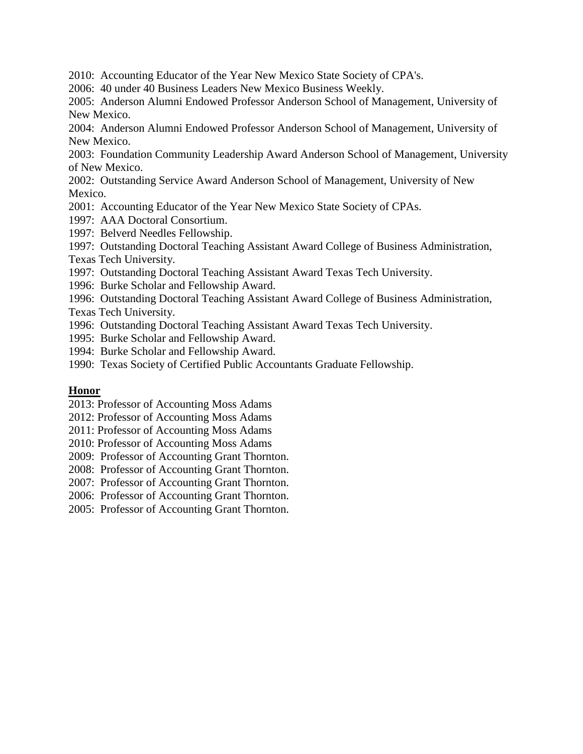2010: Accounting Educator of the Year New Mexico State Society of CPA's.

2006: 40 under 40 Business Leaders New Mexico Business Weekly.

2005: Anderson Alumni Endowed Professor Anderson School of Management, University of New Mexico.

2004: Anderson Alumni Endowed Professor Anderson School of Management, University of New Mexico.

2003: Foundation Community Leadership Award Anderson School of Management, University of New Mexico.

2002: Outstanding Service Award Anderson School of Management, University of New Mexico.

2001: Accounting Educator of the Year New Mexico State Society of CPAs.

1997: AAA Doctoral Consortium.

1997: Belverd Needles Fellowship.

1997: Outstanding Doctoral Teaching Assistant Award College of Business Administration, Texas Tech University.

1997: Outstanding Doctoral Teaching Assistant Award Texas Tech University.

1996: Burke Scholar and Fellowship Award.

1996: Outstanding Doctoral Teaching Assistant Award College of Business Administration, Texas Tech University.

1996: Outstanding Doctoral Teaching Assistant Award Texas Tech University.

1995: Burke Scholar and Fellowship Award.

1994: Burke Scholar and Fellowship Award.

1990: Texas Society of Certified Public Accountants Graduate Fellowship.

## Honor

2013: Professor of Accounting Moss Adams

2012: Professor of Accounting Moss Adams

2011: Professor of Accounting Moss Adams

2010: Professor of Accounting Moss Adams

2009: Professor of Accounting Grant Thornton.

2008: Professor of Accounting Grant Thornton.

2007: Professor of Accounting Grant Thornton.

2006: Professor of Accounting Grant Thornton.

2005: Professor of Accounting Grant Thornton.